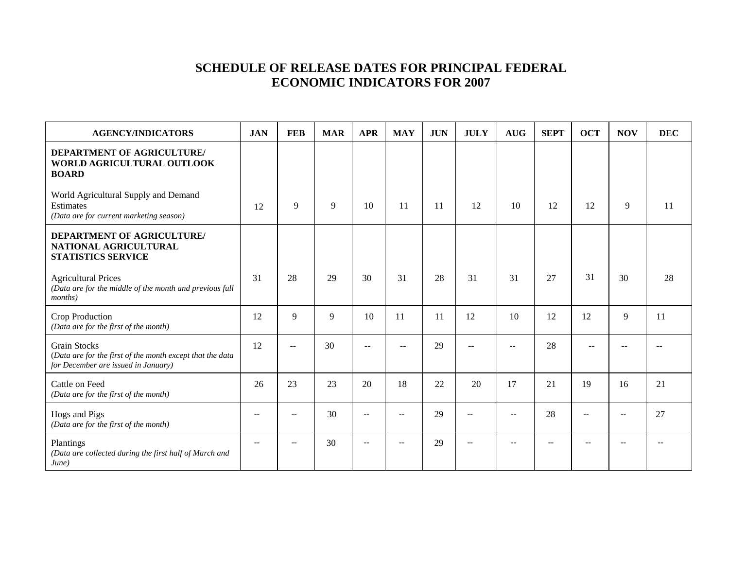# SCHEDULE OF RELEASE DATES FOR PRINCIPAL FEDERAL ECONOMIC INDICATORS FOR 2007

| AGENCY/INDICATORS | JAN | FEB | MAR | APR | MAY | JUN | JULY | AUG | SEPT | OCT | NOV | DEC |
|---|---|---|---|---|---|---|---|---|---|---|---|---|
| **DEPARTMENT OF AGRICULTURE/ WORLD AGRICULTURAL OUTLOOK BOARD** | | | | | | | | | | | | |
| World Agricultural Supply and Demand Estimates *(Data are for current marketing season)* | 12 | 9 | 9 | 10 | 11 | 11 | 12 | 10 | 12 | 12 | 9 | 11 |
| **DEPARTMENT OF AGRICULTURE/ NATIONAL AGRICULTURAL STATISTICS SERVICE** | | | | | | | | | | | | |
| Agricultural Prices *(Data are for the middle of the month and previous full months)* | 31 | 28 | 29 | 30 | 31 | 28 | 31 | 31 | 27 | 31 | 30 | 28 |
| Crop Production *(Data are for the first of the month)* | 12 | 9 | 9 | 10 | 11 | 11 | 12 | 10 | 12 | 12 | 9 | 11 |
| Grain Stocks *(Data are for the first of the month except that the data for December are issued in January)* | 12 | -- | 30 | -- | -- | 29 | -- | -- | 28 | -- | -- | -- |
| Cattle on Feed *(Data are for the first of the month)* | 26 | 23 | 23 | 20 | 18 | 22 | 20 | 17 | 21 | 19 | 16 | 21 |
| Hogs and Pigs *(Data are for the first of the month)* | -- | -- | 30 | -- | -- | 29 | -- | -- | 28 | -- | -- | 27 |
| Plantings *(Data are collected during the first half of March and June)* | -- | -- | 30 | -- | -- | 29 | -- | -- | -- | -- | -- | -- |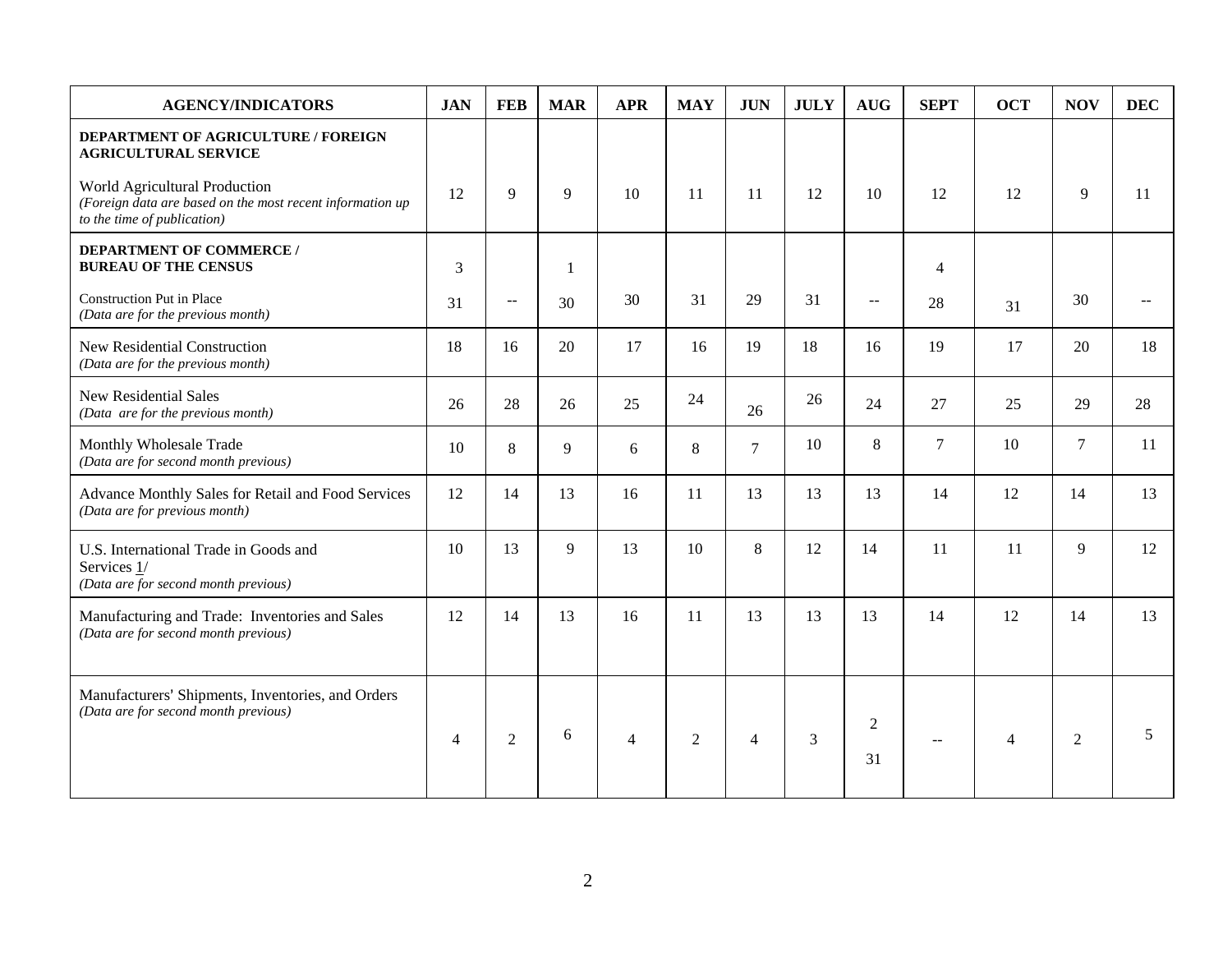| AGENCY/INDICATORS | JAN | FEB | MAR | APR | MAY | JUN | JULY | AUG | SEPT | OCT | NOV | DEC |
|---|---|---|---|---|---|---|---|---|---|---|---|---|
| **DEPARTMENT OF AGRICULTURE / FOREIGN AGRICULTURAL SERVICE**<br><br>World Agricultural Production<br>*(Foreign data are based on the most recent information up to the time of publication)* | 12 | 9 | 9 | 10 | 11 | 11 | 12 | 10 | 12 | 12 | 9 | 11 |
| **DEPARTMENT OF COMMERCE / BUREAU OF THE CENSUS**<br><br>Construction Put in Place<br>*(Data are for the previous month)* | 3<br>31 | -- | 1<br>30 | 30 | 31 | 29 | 31 | -- | 4<br>28 | 31 | 30 | -- |
| New Residential Construction<br>*(Data are for the previous month)* | 18 | 16 | 20 | 17 | 16 | 19 | 18 | 16 | 19 | 17 | 20 | 18 |
| New Residential Sales<br>*(Data are for the previous month)* | 26 | 28 | 26 | 25 | 24 | 26 | 26 | 24 | 27 | 25 | 29 | 28 |
| Monthly Wholesale Trade<br>*(Data are for second month previous)* | 10 | 8 | 9 | 6 | 8 | 7 | 10 | 8 | 7 | 10 | 7 | 11 |
| Advance Monthly Sales for Retail and Food Services<br>*(Data are for previous month)* | 12 | 14 | 13 | 16 | 11 | 13 | 13 | 13 | 14 | 12 | 14 | 13 |
| U.S. International Trade in Goods and Services 1/<br>*(Data are for second month previous)* | 10 | 13 | 9 | 13 | 10 | 8 | 12 | 14 | 11 | 11 | 9 | 12 |
| Manufacturing and Trade: Inventories and Sales<br>*(Data are for second month previous)* | 12 | 14 | 13 | 16 | 11 | 13 | 13 | 13 | 14 | 12 | 14 | 13 |
| Manufacturers' Shipments, Inventories, and Orders<br>*(Data are for second month previous)* | 4 | 2 | 6 | 4 | 2 | 4 | 3 | 2<br>31 | -- | 4 | 2 | 5 |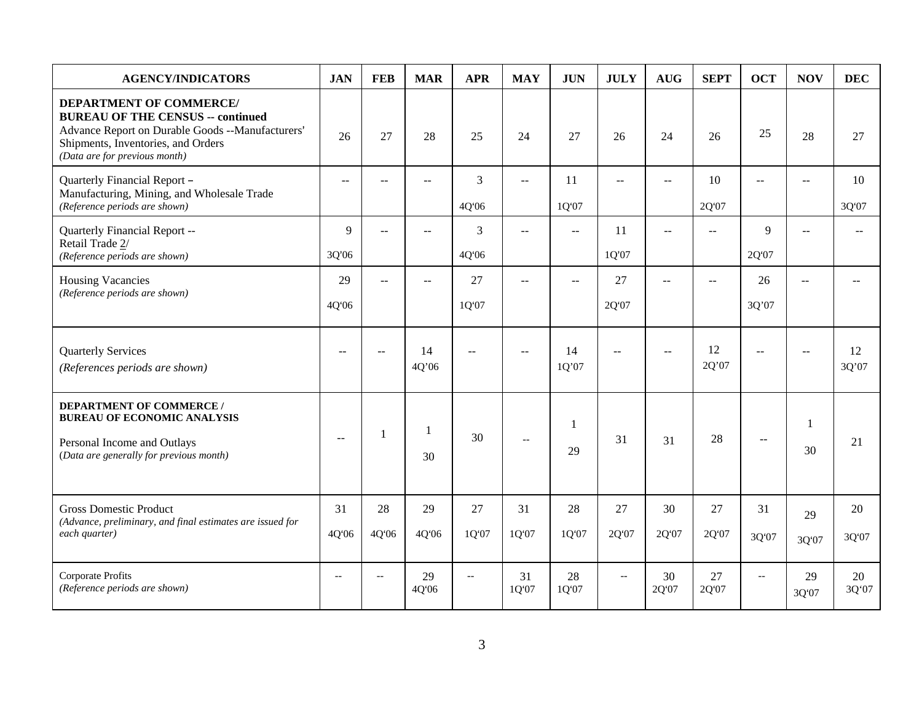| AGENCY/INDICATORS | JAN | FEB | MAR | APR | MAY | JUN | JULY | AUG | SEPT | OCT | NOV | DEC |
|---|---|---|---|---|---|---|---|---|---|---|---|---|
| **DEPARTMENT OF COMMERCE/ BUREAU OF THE CENSUS -- continued** Advance Report on Durable Goods --Manufacturers' Shipments, Inventories, and Orders *(Data are for previous month)* | 26 | 27 | 28 | 25 | 24 | 27 | 26 | 24 | 26 | 25 | 28 | 27 |
| Quarterly Financial Report – Manufacturing, Mining, and Wholesale Trade *(Reference periods are shown)* | -- | -- | -- | 3 4Q'06 | -- | 11 1Q'07 | -- | -- | 10 2Q'07 | -- | -- | 10 3Q'07 |
| Quarterly Financial Report -- Retail Trade 2/ *(Reference periods are shown)* | 9 3Q'06 | -- | -- | 3 4Q'06 | -- | -- | 11 1Q'07 | -- | -- | 9 2Q'07 | -- | -- |
| Housing Vacancies *(Reference periods are shown)* | 29 4Q'06 | -- | -- | 27 1Q'07 | -- | -- | 27 2Q'07 | -- | -- | 26 3Q'07 | -- | -- |
| Quarterly Services *(References periods are shown)* | -- | -- | 14 4Q'06 | -- | -- | 14 1Q'07 | -- | -- | 12 2Q'07 | -- | -- | 12 3Q'07 |
| **DEPARTMENT OF COMMERCE / BUREAU OF ECONOMIC ANALYSIS** Personal Income and Outlays (*Data are generally for previous month*) | -- | 1 | 1 30 | 30 | -- | 1 29 | 31 | 31 | 28 | -- | 1 30 | 21 |
| Gross Domestic Product *(Advance, preliminary, and final estimates are issued for each quarter)* | 31 4Q'06 | 28 4Q'06 | 29 4Q'06 | 27 1Q'07 | 31 1Q'07 | 28 1Q'07 | 27 2Q'07 | 30 2Q'07 | 27 2Q'07 | 31 3Q'07 | 29 3Q'07 | 20 3Q'07 |
| Corporate Profits *(Reference periods are shown)* | -- | -- | 29 4Q'06 | -- | 31 1Q'07 | 28 1Q'07 | -- | 30 2Q'07 | 27 2Q'07 | -- | 29 3Q'07 | 20 3Q'07 |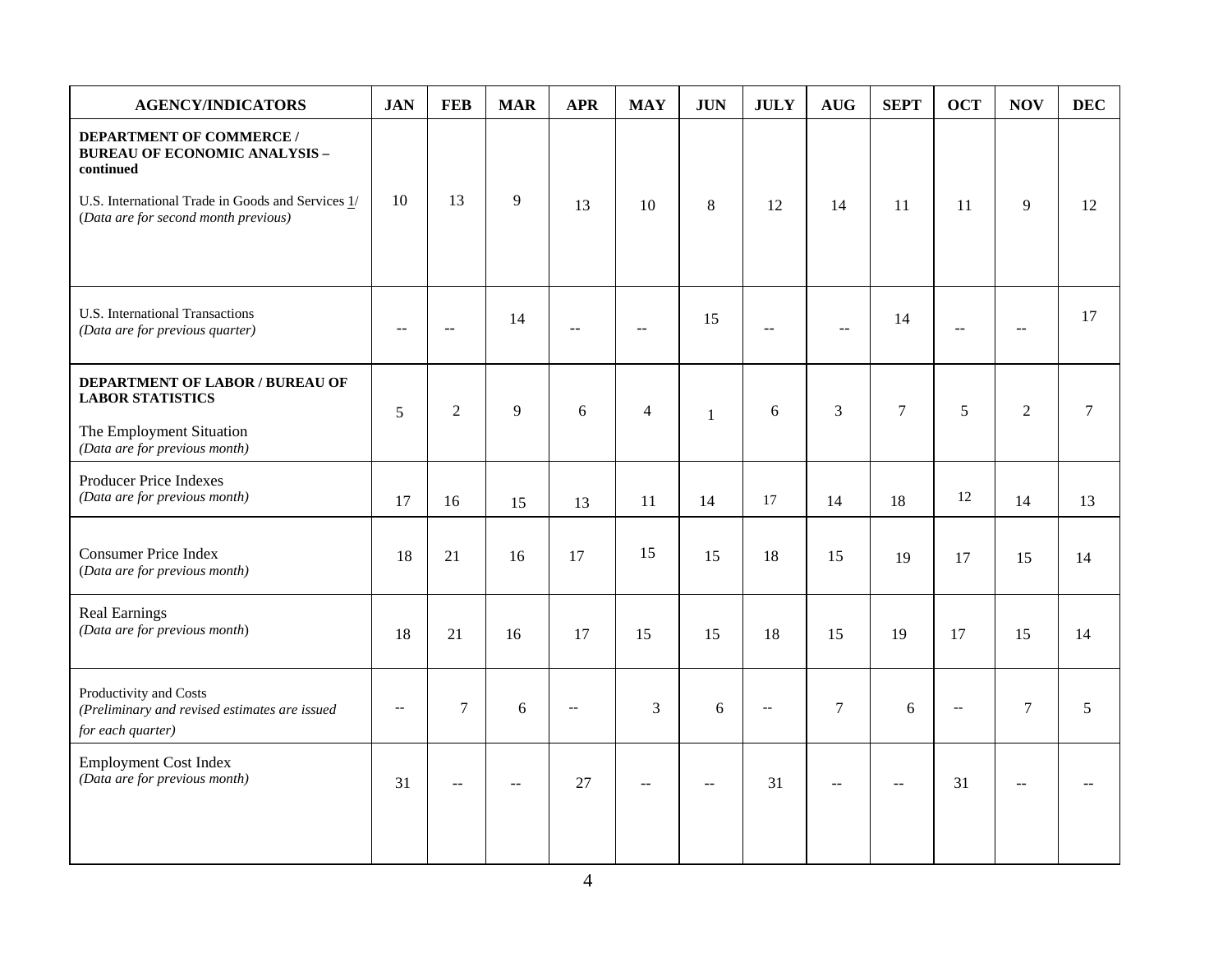| AGENCY/INDICATORS | JAN | FEB | MAR | APR | MAY | JUN | JULY | AUG | SEPT | OCT | NOV | DEC |
|---|---|---|---|---|---|---|---|---|---|---|---|---|
| **DEPARTMENT OF COMMERCE / BUREAU OF ECONOMIC ANALYSIS – continued**<br>U.S. International Trade in Goods and Services 1/ *(Data are for second month previous)* | 10 | 13 | 9 | 13 | 10 | 8 | 12 | 14 | 11 | 11 | 9 | 12 |
| U.S. International Transactions *(Data are for previous quarter)* | -- | -- | 14 | -- | -- | 15 | -- | -- | 14 | -- | -- | 17 |
| **DEPARTMENT OF LABOR / BUREAU OF LABOR STATISTICS**<br>The Employment Situation *(Data are for previous month)* | 5 | 2 | 9 | 6 | 4 | 1 | 6 | 3 | 7 | 5 | 2 | 7 |
| Producer Price Indexes *(Data are for previous month)* | 17 | 16 | 15 | 13 | 11 | 14 | 17 | 14 | 18 | 12 | 14 | 13 |
| Consumer Price Index *(Data are for previous month)* | 18 | 21 | 16 | 17 | 15 | 15 | 18 | 15 | 19 | 17 | 15 | 14 |
| Real Earnings *(Data are for previous month)* | 18 | 21 | 16 | 17 | 15 | 15 | 18 | 15 | 19 | 17 | 15 | 14 |
| Productivity and Costs *(Preliminary and revised estimates are issued for each quarter)* | -- | 7 | 6 | -- | 3 | 6 | -- | 7 | 6 | -- | 7 | 5 |
| Employment Cost Index *(Data are for previous month)* | 31 | -- | -- | 27 | -- | -- | 31 | -- | -- | 31 | -- | -- |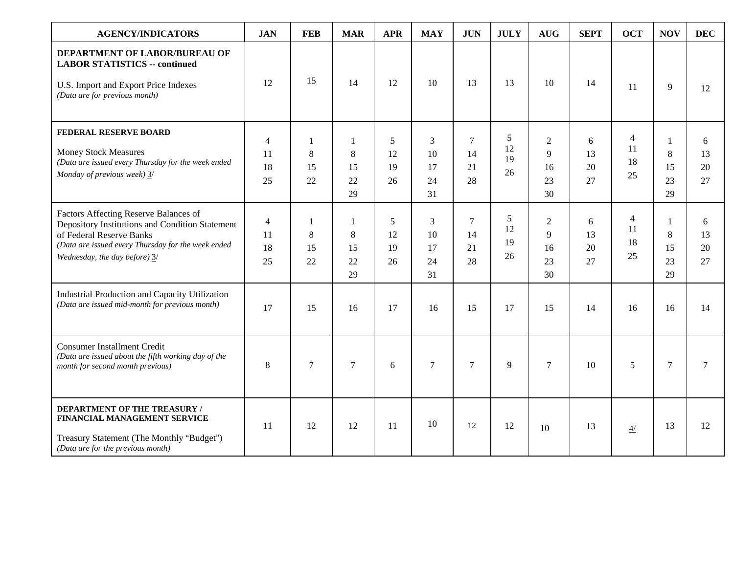| AGENCY/INDICATORS | JAN | FEB | MAR | APR | MAY | JUN | JULY | AUG | SEPT | OCT | NOV | DEC |
|---|---|---|---|---|---|---|---|---|---|---|---|---|
| **DEPARTMENT OF LABOR/BUREAU OF LABOR STATISTICS -- continued**<br><br>U.S. Import and Export Price Indexes<br>*(Data are for previous month)* | 12 | 15 | 14 | 12 | 10 | 13 | 13 | 10 | 14 | 11 | 9 | 12 |
| **FEDERAL RESERVE BOARD**<br><br>Money Stock Measures<br>*(Data are issued every Thursday for the week ended Monday of previous week)* 3/ | 4<br>11<br>18<br>25 | 1<br>8<br>15<br>22 | 1<br>8<br>15<br>22<br>29 | 5<br>12<br>19<br>26 | 3<br>10<br>17<br>24<br>31 | 7<br>14<br>21<br>28 | 5<br>12<br>19<br>26 | 2<br>9<br>16<br>23<br>30 | 6<br>13<br>20<br>27 | 4<br>11<br>18<br>25 | 1<br>8<br>15<br>23<br>29 | 6<br>13<br>20<br>27 |
| Factors Affecting Reserve Balances of Depository Institutions and Condition Statement of Federal Reserve Banks<br>*(Data are issued every Thursday for the week ended Wednesday, the day before)* 3/ | 4<br>11<br>18<br>25 | 1<br>8<br>15<br>22 | 1<br>8<br>15<br>22<br>29 | 5<br>12<br>19<br>26 | 3<br>10<br>17<br>24<br>31 | 7<br>14<br>21<br>28 | 5<br>12<br>19<br>26 | 2<br>9<br>16<br>23<br>30 | 6<br>13<br>20<br>27 | 4<br>11<br>18<br>25 | 1<br>8<br>15<br>23<br>29 | 6<br>13<br>20<br>27 |
| Industrial Production and Capacity Utilization<br>*(Data are issued mid-month for previous month)* | 17 | 15 | 16 | 17 | 16 | 15 | 17 | 15 | 14 | 16 | 16 | 14 |
| Consumer Installment Credit<br>*(Data are issued about the fifth working day of the month for second month previous)* | 8 | 7 | 7 | 6 | 7 | 7 | 9 | 7 | 10 | 5 | 7 | 7 |
| **DEPARTMENT OF THE TREASURY / FINANCIAL MANAGEMENT SERVICE**<br><br>Treasury Statement (The Monthly "Budget")<br>*(Data are for the previous month)* | 11 | 12 | 12 | 11 | 10 | 12 | 12 | 10 | 13 | 4/ | 13 | 12 |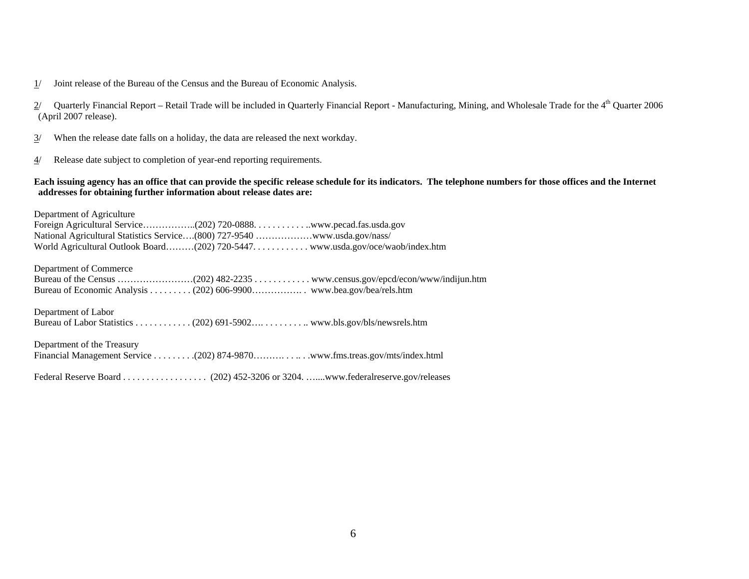1/ Joint release of the Bureau of the Census and the Bureau of Economic Analysis.

2/ Quarterly Financial Report – Retail Trade will be included in Quarterly Financial Report - Manufacturing, Mining, and Wholesale Trade for the 4th Quarter 2006 (April 2007 release).

3/ When the release date falls on a holiday, the data are released the next workday.

4/ Release date subject to completion of year-end reporting requirements.

**Each issuing agency has an office that can provide the specific release schedule for its indicators. The telephone numbers for those offices and the Internet addresses for obtaining further information about release dates are:**

Department of Agriculture
Foreign Agricultural Service……………..(202) 720-0888. . . . . . . . . . . ..www.pecad.fas.usda.gov
National Agricultural Statistics Service….(800) 727-9540 ………………www.usda.gov/nass/
World Agricultural Outlook Board………(202) 720-5447. . . . . . . . . . . . www.usda.gov/oce/waob/index.htm

Department of Commerce
Bureau of the Census ……………………(202) 482-2235 . . . . . . . . . . . . www.census.gov/epcd/econ/www/indijun.htm
Bureau of Economic Analysis . . . . . . . . . (202) 606-9900……………. . www.bea.gov/bea/rels.htm

Department of Labor
Bureau of Labor Statistics . . . . . . . . . . . . (202) 691-5902…. . . . . . . . . .. www.bls.gov/bls/newsrels.htm

Department of the Treasury
Financial Management Service . . . . . . . . .(202) 874-9870………. . . .. . .www.fms.treas.gov/mts/index.html

Federal Reserve Board . . . . . . . . . . . . . . . . . . (202) 452-3206 or 3204. …....www.federalreserve.gov/releases